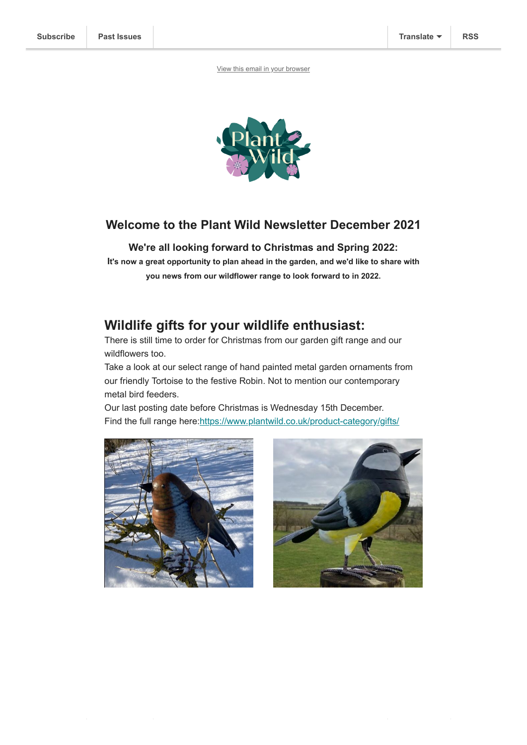Subscribe | Past Issues | Translate | RSS

View this email in your browser

# Welcome to the Plant Wild Newsletter December 2021

### We're all looking forward to Christmas and Spring 2022:

**It's now a great opportunity to plan ahead in the garden, and we'd like to share with you news from our wildflower range to look forward to in 2022.**

## Wildlife gifts for your wildlife enthusiast:

There is still time to order for Christmas from our garden gift range and our wildflowers too.
Take a look at our select range of hand painted metal garden ornaments from our friendly Tortoise to the festive Robin. Not to mention our contemporary metal bird feeders.
Our last posting date before Christmas is Wednesday 15th December.
Find the full range here:https://www.plantwild.co.uk/product-category/gifts/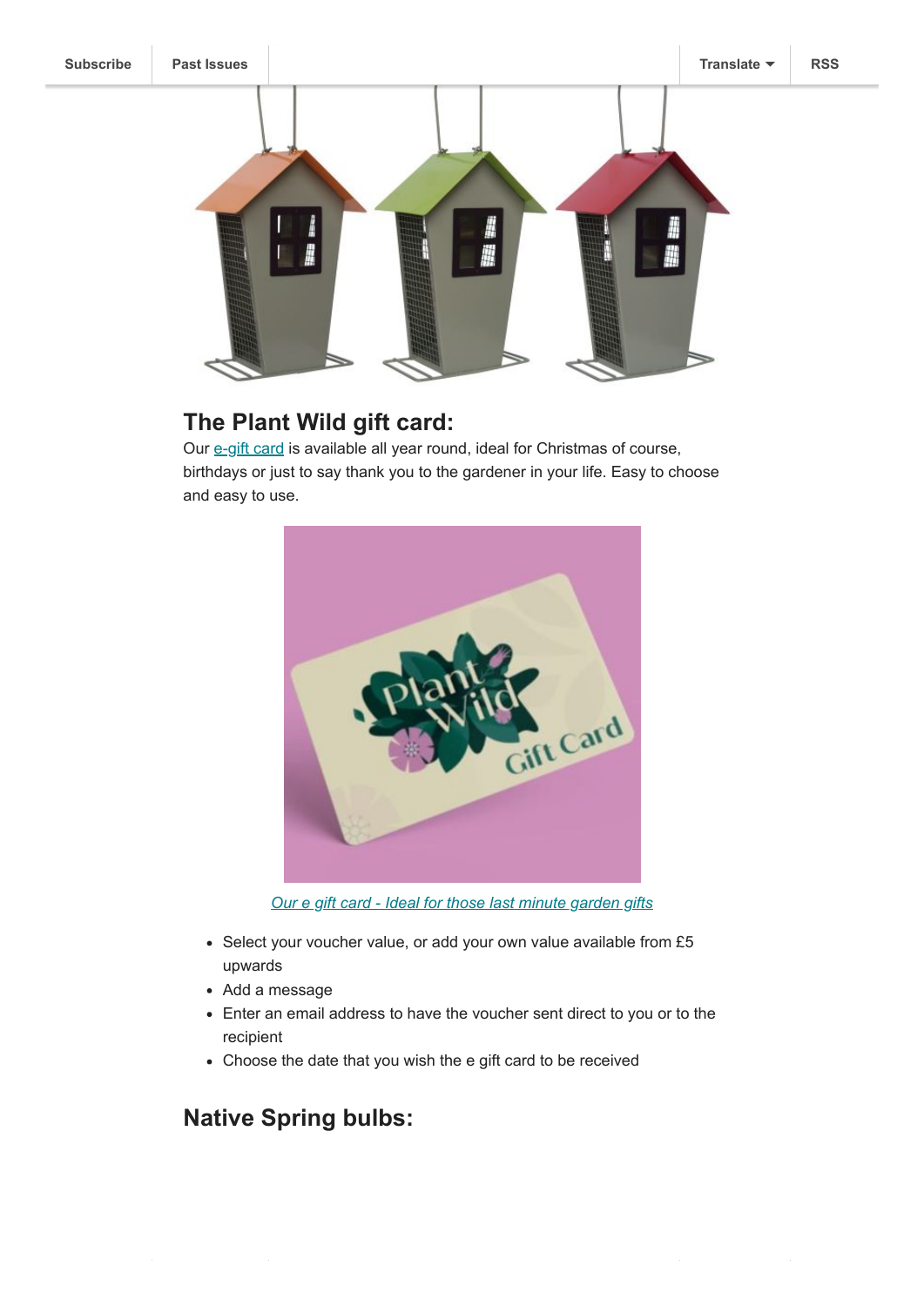Subscribe | Past Issues | Translate | RSS

## The Plant Wild gift card:

Our e-gift card is available all year round, ideal for Christmas of course, birthdays or just to say thank you to the gardener in your life. Easy to choose and easy to use.

*Our e gift card - Ideal for those last minute garden gifts*

- Select your voucher value, or add your own value available from £5 upwards
- Add a message
- Enter an email address to have the voucher sent direct to you or to the recipient
- Choose the date that you wish the e gift card to be received

## Native Spring bulbs: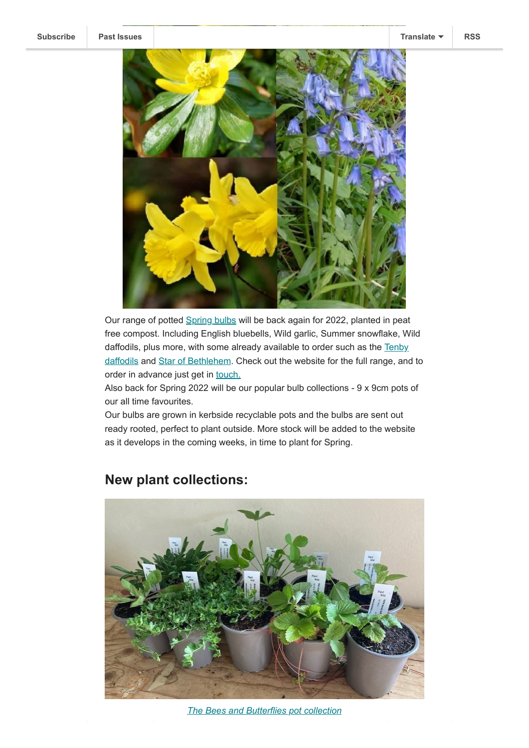Our range of potted Spring bulbs will be back again for 2022, planted in peat free compost. Including English bluebells, Wild garlic, Summer snowflake, Wild daffodils, plus more, with some already available to order such as the Tenby daffodils and Star of Bethlehem. Check out the website for the full range, and to order in advance just get in touch.

Also back for Spring 2022 will be our popular bulb collections - 9 x 9cm pots of our all time favourites.

Our bulbs are grown in kerbside recyclable pots and the bulbs are sent out ready rooted, perfect to plant outside. More stock will be added to the website as it develops in the coming weeks, in time to plant for Spring.

## New plant collections:

*The Bees and Butterflies pot collection*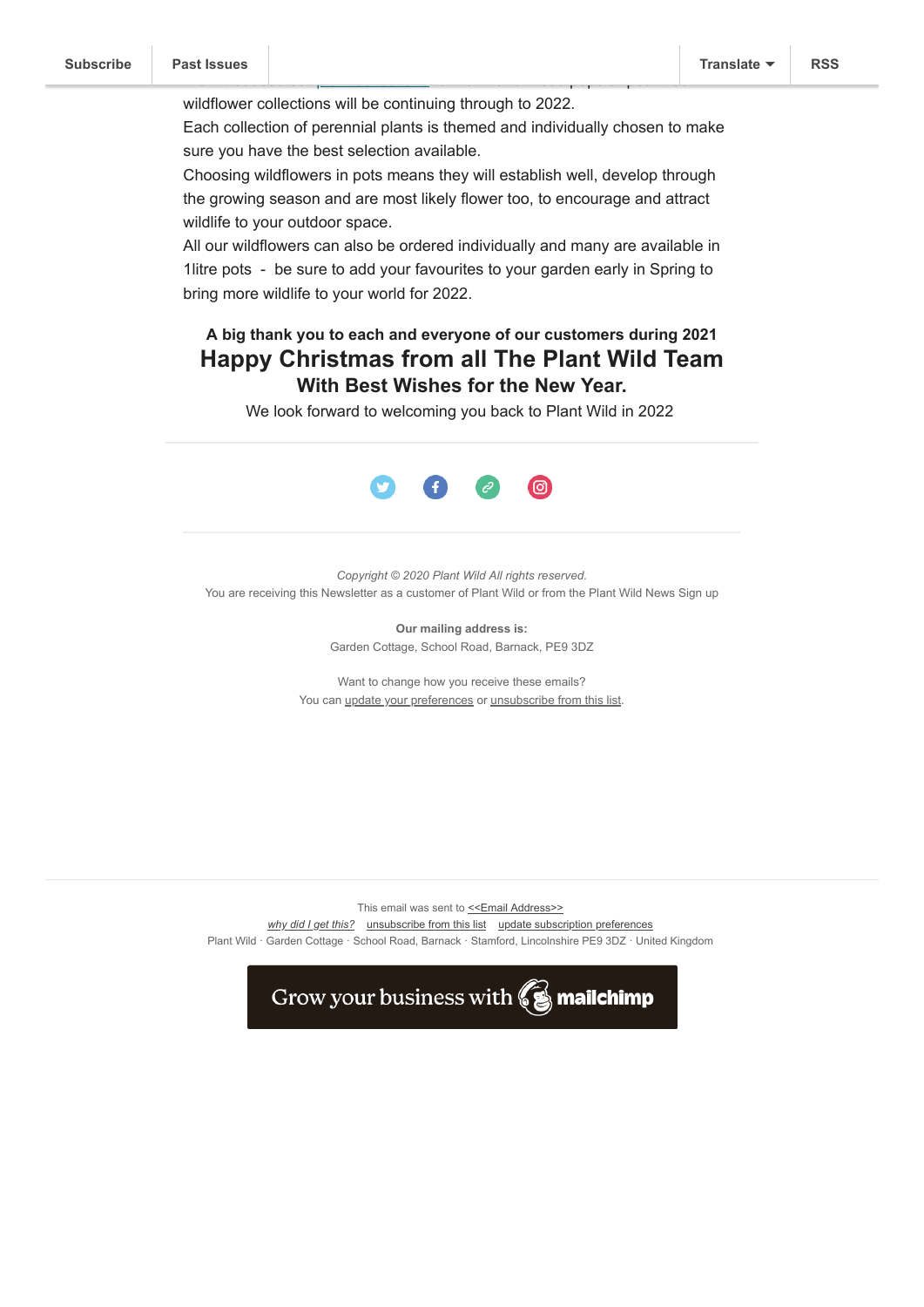wildflower collections will be continuing through to 2022.
Each collection of perennial plants is themed and individually chosen to make sure you have the best selection available.
Choosing wildflowers in pots means they will establish well, develop through the growing season and are most likely flower too, to encourage and attract wildlife to your outdoor space.
All our wildflowers can also be ordered individually and many are available in 1litre pots  -  be sure to add your favourites to your garden early in Spring to bring more wildlife to your world for 2022.

**A big thank you to each and everyone of our customers during 2021**

## Happy Christmas from all The Plant Wild Team

### With Best Wishes for the New Year.

We look forward to welcoming you back to Plant Wild in 2022

---

*Copyright © 2020 Plant Wild All rights reserved.*
You are receiving this Newsletter as a customer of Plant Wild or from the Plant Wild News Sign up

**Our mailing address is:**
Garden Cottage, School Road, Barnack, PE9 3DZ

Want to change how you receive these emails?
You can update your preferences or unsubscribe from this list.

This email was sent to <<Email Address>>
*why did I get this?* unsubscribe from this list update subscription preferences
Plant Wild · Garden Cottage · School Road, Barnack · Stamford, Lincolnshire PE9 3DZ · United Kingdom

Grow your business with mailchimp